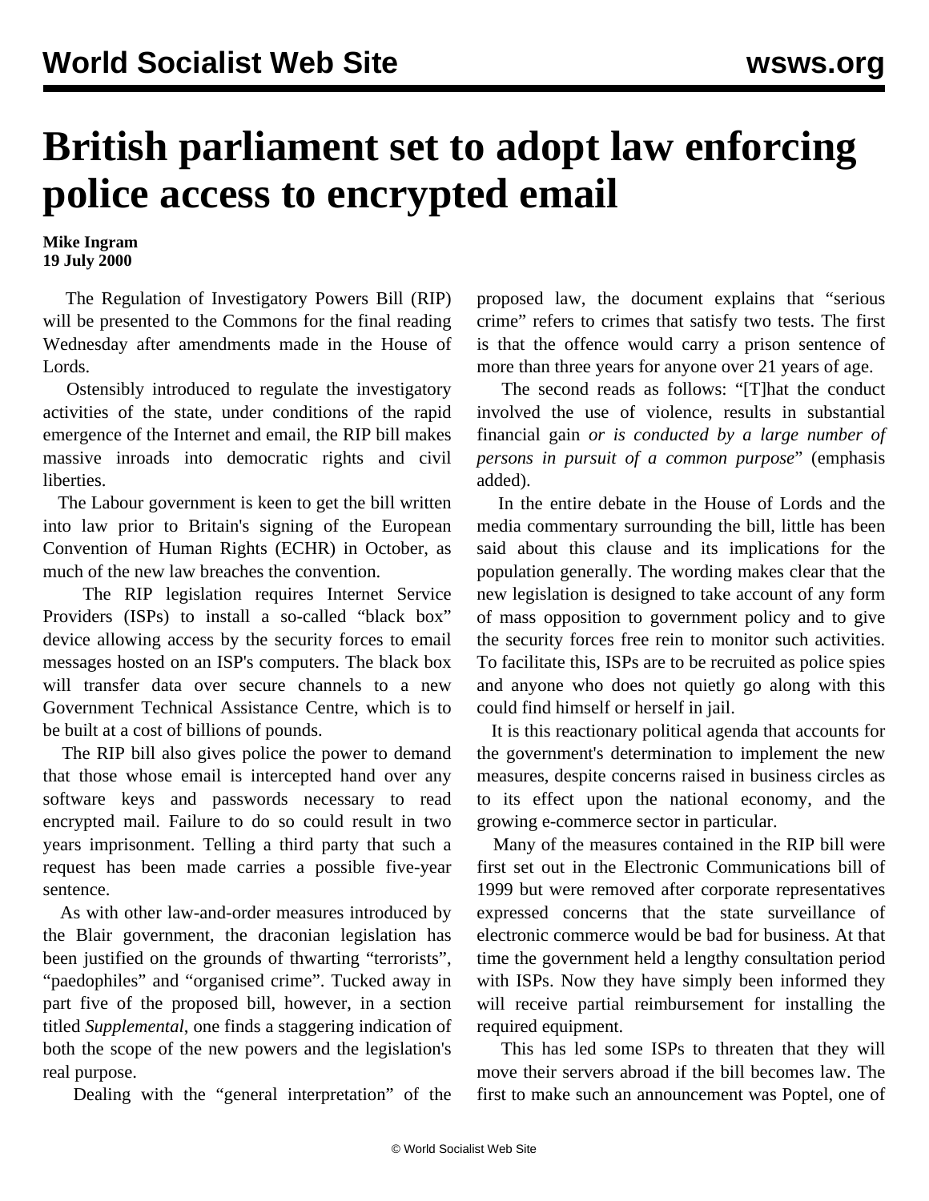# British parliament set to adopt law enforcing police access to encrypted email

**Mike Ingram**
**19 July 2000**

The Regulation of Investigatory Powers Bill (RIP) will be presented to the Commons for the final reading Wednesday after amendments made in the House of Lords.

Ostensibly introduced to regulate the investigatory activities of the state, under conditions of the rapid emergence of the Internet and email, the RIP bill makes massive inroads into democratic rights and civil liberties.

The Labour government is keen to get the bill written into law prior to Britain's signing of the European Convention of Human Rights (ECHR) in October, as much of the new law breaches the convention.

The RIP legislation requires Internet Service Providers (ISPs) to install a so-called "black box" device allowing access by the security forces to email messages hosted on an ISP's computers. The black box will transfer data over secure channels to a new Government Technical Assistance Centre, which is to be built at a cost of billions of pounds.

The RIP bill also gives police the power to demand that those whose email is intercepted hand over any software keys and passwords necessary to read encrypted mail. Failure to do so could result in two years imprisonment. Telling a third party that such a request has been made carries a possible five-year sentence.

As with other law-and-order measures introduced by the Blair government, the draconian legislation has been justified on the grounds of thwarting "terrorists", "paedophiles" and "organised crime". Tucked away in part five of the proposed bill, however, in a section titled *Supplemental*, one finds a staggering indication of both the scope of the new powers and the legislation's real purpose.

Dealing with the "general interpretation" of the proposed law, the document explains that "serious crime" refers to crimes that satisfy two tests. The first is that the offence would carry a prison sentence of more than three years for anyone over 21 years of age.

The second reads as follows: "[T]hat the conduct involved the use of violence, results in substantial financial gain *or is conducted by a large number of persons in pursuit of a common purpose*" (emphasis added).

In the entire debate in the House of Lords and the media commentary surrounding the bill, little has been said about this clause and its implications for the population generally. The wording makes clear that the new legislation is designed to take account of any form of mass opposition to government policy and to give the security forces free rein to monitor such activities. To facilitate this, ISPs are to be recruited as police spies and anyone who does not quietly go along with this could find himself or herself in jail.

It is this reactionary political agenda that accounts for the government's determination to implement the new measures, despite concerns raised in business circles as to its effect upon the national economy, and the growing e-commerce sector in particular.

Many of the measures contained in the RIP bill were first set out in the Electronic Communications bill of 1999 but were removed after corporate representatives expressed concerns that the state surveillance of electronic commerce would be bad for business. At that time the government held a lengthy consultation period with ISPs. Now they have simply been informed they will receive partial reimbursement for installing the required equipment.

This has led some ISPs to threaten that they will move their servers abroad if the bill becomes law. The first to make such an announcement was Poptel, one of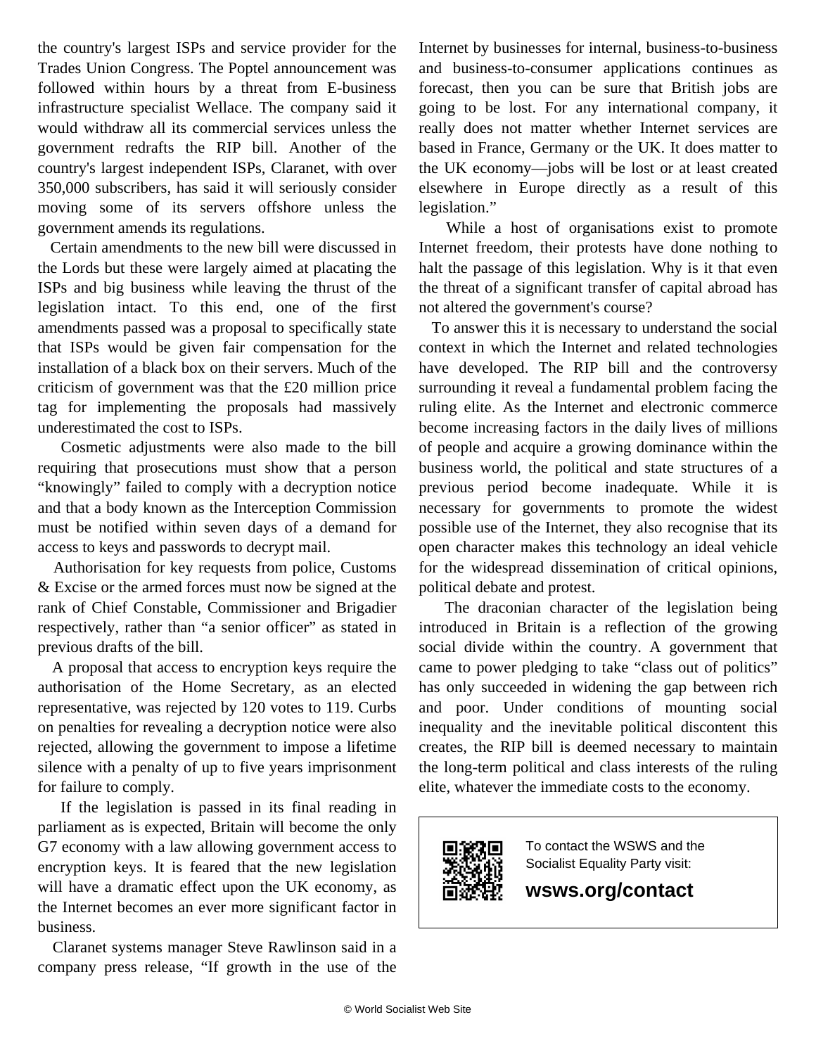the country's largest ISPs and service provider for the Trades Union Congress. The Poptel announcement was followed within hours by a threat from E-business infrastructure specialist Wellace. The company said it would withdraw all its commercial services unless the government redrafts the RIP bill. Another of the country's largest independent ISPs, Claranet, with over 350,000 subscribers, has said it will seriously consider moving some of its servers offshore unless the government amends its regulations.

Certain amendments to the new bill were discussed in the Lords but these were largely aimed at placating the ISPs and big business while leaving the thrust of the legislation intact. To this end, one of the first amendments passed was a proposal to specifically state that ISPs would be given fair compensation for the installation of a black box on their servers. Much of the criticism of government was that the £20 million price tag for implementing the proposals had massively underestimated the cost to ISPs.

Cosmetic adjustments were also made to the bill requiring that prosecutions must show that a person "knowingly" failed to comply with a decryption notice and that a body known as the Interception Commission must be notified within seven days of a demand for access to keys and passwords to decrypt mail.

Authorisation for key requests from police, Customs & Excise or the armed forces must now be signed at the rank of Chief Constable, Commissioner and Brigadier respectively, rather than "a senior officer" as stated in previous drafts of the bill.

A proposal that access to encryption keys require the authorisation of the Home Secretary, as an elected representative, was rejected by 120 votes to 119. Curbs on penalties for revealing a decryption notice were also rejected, allowing the government to impose a lifetime silence with a penalty of up to five years imprisonment for failure to comply.

If the legislation is passed in its final reading in parliament as is expected, Britain will become the only G7 economy with a law allowing government access to encryption keys. It is feared that the new legislation will have a dramatic effect upon the UK economy, as the Internet becomes an ever more significant factor in business.

Claranet systems manager Steve Rawlinson said in a company press release, "If growth in the use of the Internet by businesses for internal, business-to-business and business-to-consumer applications continues as forecast, then you can be sure that British jobs are going to be lost. For any international company, it really does not matter whether Internet services are based in France, Germany or the UK. It does matter to the UK economy—jobs will be lost or at least created elsewhere in Europe directly as a result of this legislation."

While a host of organisations exist to promote Internet freedom, their protests have done nothing to halt the passage of this legislation. Why is it that even the threat of a significant transfer of capital abroad has not altered the government's course?

To answer this it is necessary to understand the social context in which the Internet and related technologies have developed. The RIP bill and the controversy surrounding it reveal a fundamental problem facing the ruling elite. As the Internet and electronic commerce become increasing factors in the daily lives of millions of people and acquire a growing dominance within the business world, the political and state structures of a previous period become inadequate. While it is necessary for governments to promote the widest possible use of the Internet, they also recognise that its open character makes this technology an ideal vehicle for the widespread dissemination of critical opinions, political debate and protest.

The draconian character of the legislation being introduced in Britain is a reflection of the growing social divide within the country. A government that came to power pledging to take "class out of politics" has only succeeded in widening the gap between rich and poor. Under conditions of mounting social inequality and the inevitable political discontent this creates, the RIP bill is deemed necessary to maintain the long-term political and class interests of the ruling elite, whatever the immediate costs to the economy.

To contact the WSWS and the Socialist Equality Party visit:

**wsws.org/contact**